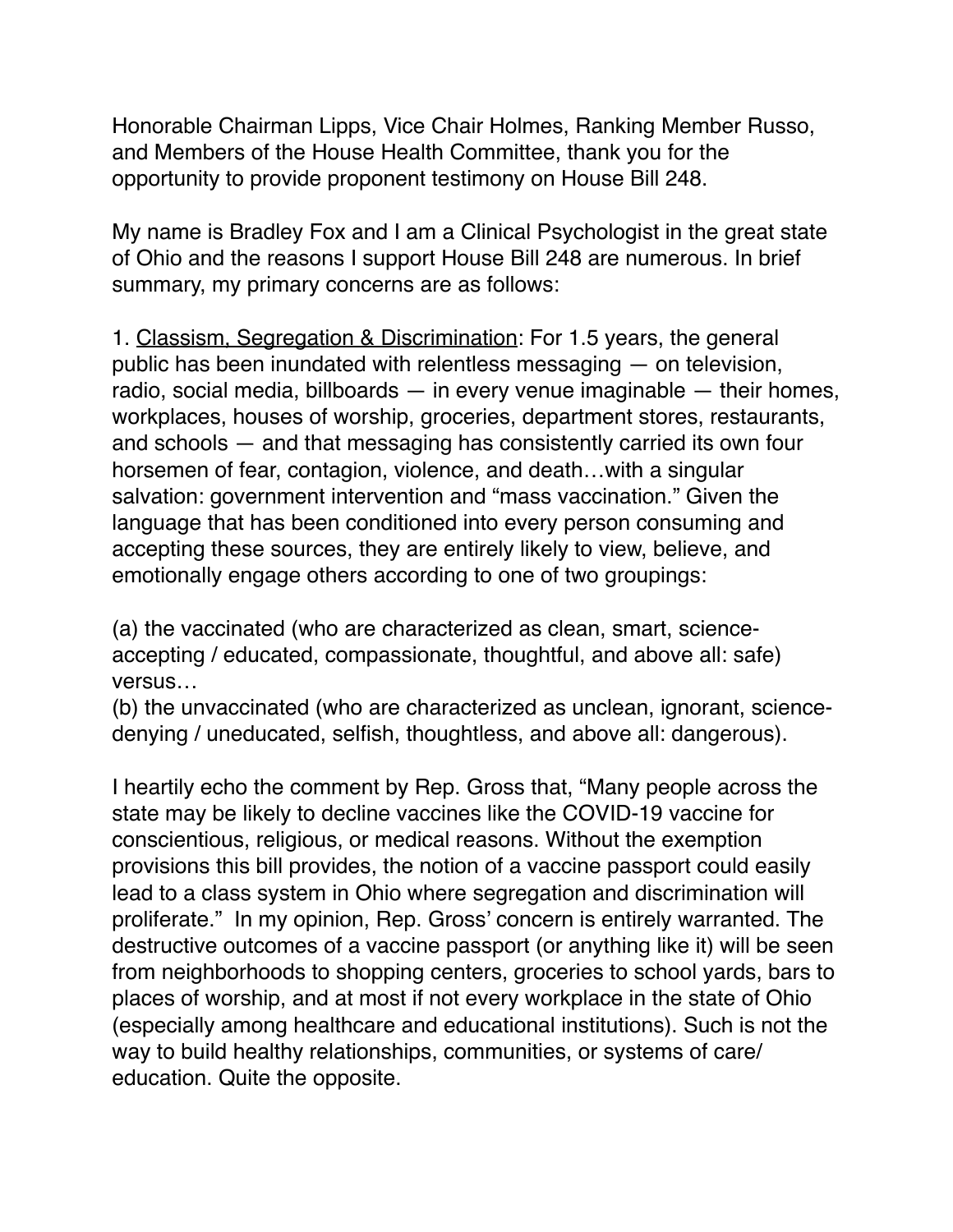Honorable Chairman Lipps, Vice Chair Holmes, Ranking Member Russo, and Members of the House Health Committee, thank you for the opportunity to provide proponent testimony on House Bill 248.

My name is Bradley Fox and I am a Clinical Psychologist in the great state of Ohio and the reasons I support House Bill 248 are numerous. In brief summary, my primary concerns are as follows:

1. <u>Classism, Segregation & Discrimination</u>: For 1.5 years, the general public has been inundated with relentless messaging — on television, radio, social media, billboards — in every venue imaginable — their homes, workplaces, houses of worship, groceries, department stores, restaurants, and schools — and that messaging has consistently carried its own four horsemen of fear, contagion, violence, and death…with a singular salvation: government intervention and "mass vaccination." Given the language that has been conditioned into every person consuming and accepting these sources, they are entirely likely to view, believe, and emotionally engage others according to one of two groupings:

(a) the vaccinated (who are characterized as clean, smart, science-accepting / educated, compassionate, thoughtful, and above all: safe) versus…
(b) the unvaccinated (who are characterized as unclean, ignorant, science-denying / uneducated, selfish, thoughtless, and above all: dangerous).

I heartily echo the comment by Rep. Gross that, "Many people across the state may be likely to decline vaccines like the COVID-19 vaccine for conscientious, religious, or medical reasons. Without the exemption provisions this bill provides, the notion of a vaccine passport could easily lead to a class system in Ohio where segregation and discrimination will proliferate." In my opinion, Rep. Gross' concern is entirely warranted. The destructive outcomes of a vaccine passport (or anything like it) will be seen from neighborhoods to shopping centers, groceries to school yards, bars to places of worship, and at most if not every workplace in the state of Ohio (especially among healthcare and educational institutions). Such is not the way to build healthy relationships, communities, or systems of care/ education. Quite the opposite.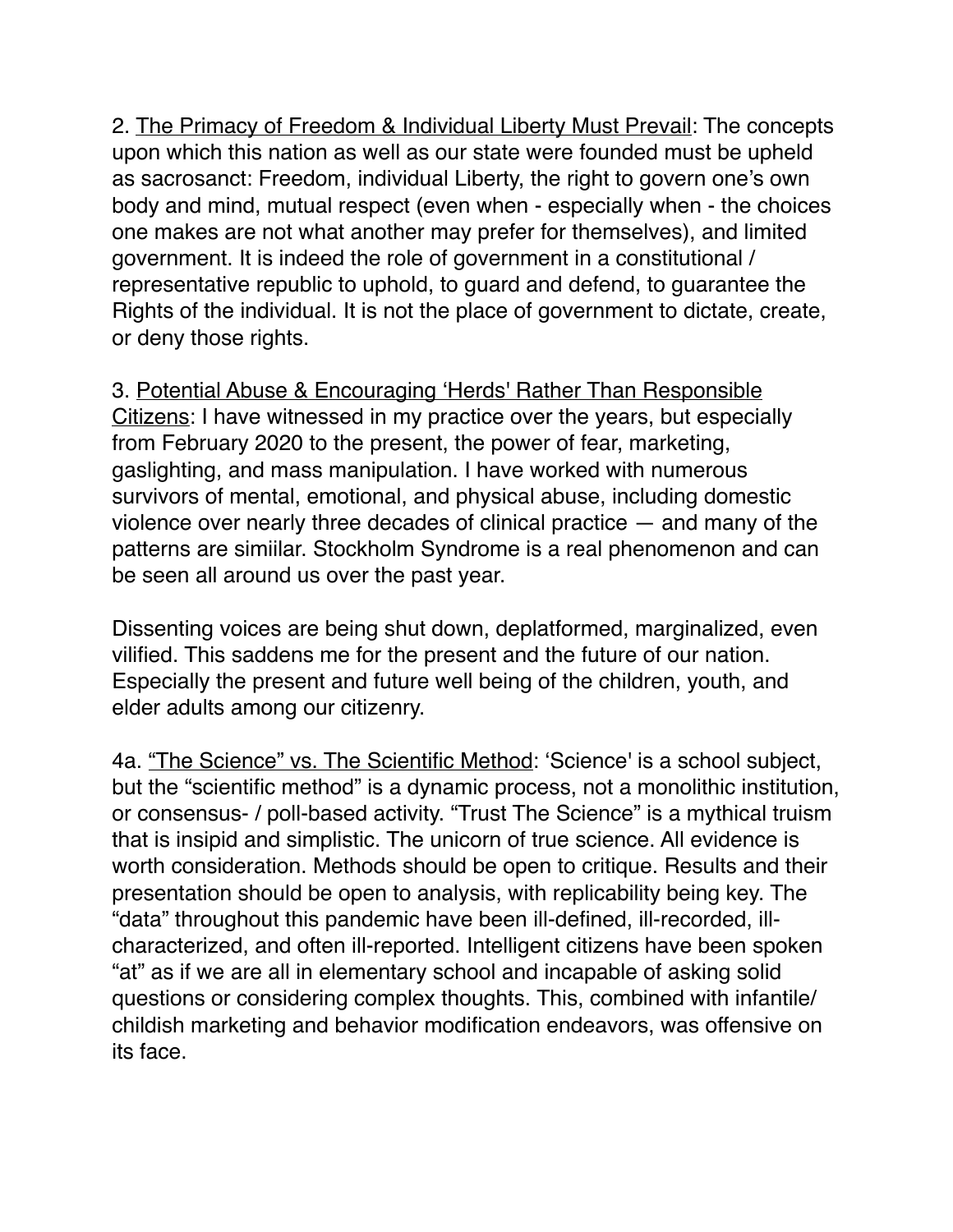2. <u>The Primacy of Freedom & Individual Liberty Must Prevail</u>: The concepts upon which this nation as well as our state were founded must be upheld as sacrosanct: Freedom, individual Liberty, the right to govern one's own body and mind, mutual respect (even when - especially when - the choices one makes are not what another may prefer for themselves), and limited government. It is indeed the role of government in a constitutional / representative republic to uphold, to guard and defend, to guarantee the Rights of the individual. It is not the place of government to dictate, create, or deny those rights.

3. <u>Potential Abuse & Encouraging 'Herds' Rather Than Responsible Citizens</u>: I have witnessed in my practice over the years, but especially from February 2020 to the present, the power of fear, marketing, gaslighting, and mass manipulation. I have worked with numerous survivors of mental, emotional, and physical abuse, including domestic violence over nearly three decades of clinical practice — and many of the patterns are simiilar. Stockholm Syndrome is a real phenomenon and can be seen all around us over the past year.

Dissenting voices are being shut down, deplatformed, marginalized, even vilified. This saddens me for the present and the future of our nation. Especially the present and future well being of the children, youth, and elder adults among our citizenry.

4a. <u>"The Science" vs. The Scientific Method</u>: 'Science' is a school subject, but the "scientific method" is a dynamic process, not a monolithic institution, or consensus- / poll-based activity. "Trust The Science" is a mythical truism that is insipid and simplistic. The unicorn of true science. All evidence is worth consideration. Methods should be open to critique. Results and their presentation should be open to analysis, with replicability being key. The "data" throughout this pandemic have been ill-defined, ill-recorded, ill-characterized, and often ill-reported. Intelligent citizens have been spoken "at" as if we are all in elementary school and incapable of asking solid questions or considering complex thoughts. This, combined with infantile/ childish marketing and behavior modification endeavors, was offensive on its face.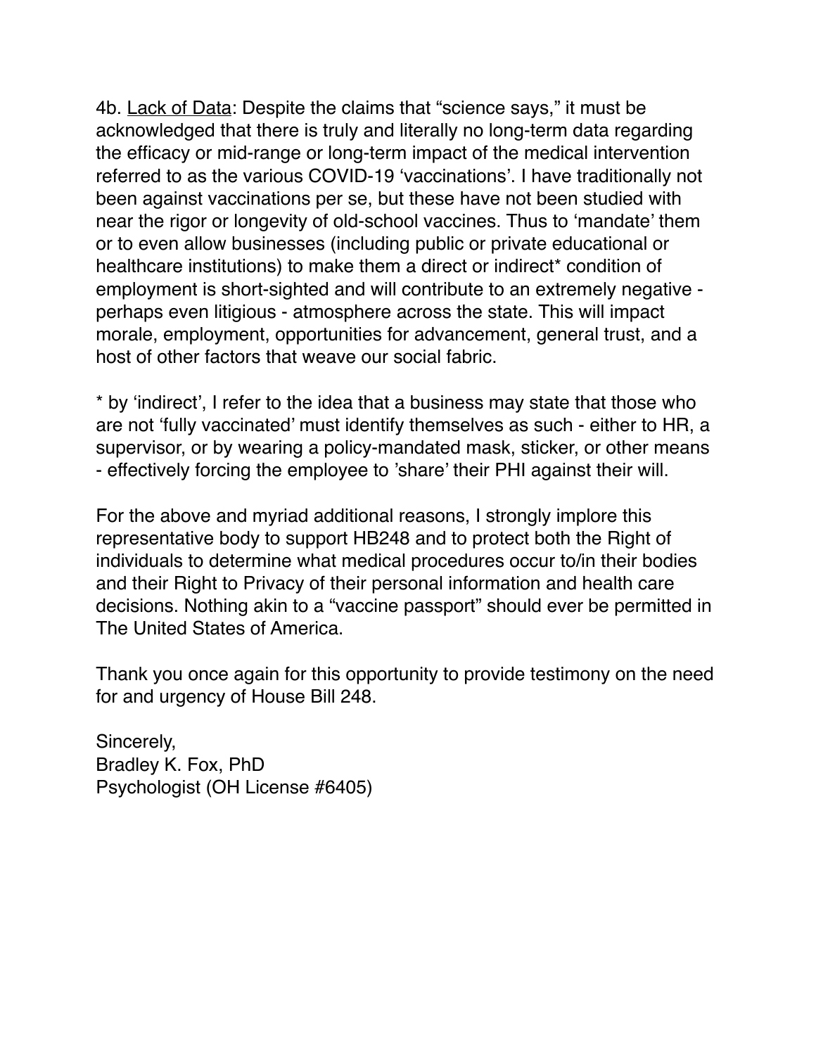4b. <u>Lack of Data</u>: Despite the claims that "science says," it must be acknowledged that there is truly and literally no long-term data regarding the efficacy or mid-range or long-term impact of the medical intervention referred to as the various COVID-19 'vaccinations'. I have traditionally not been against vaccinations per se, but these have not been studied with near the rigor or longevity of old-school vaccines. Thus to 'mandate' them or to even allow businesses (including public or private educational or healthcare institutions) to make them a direct or indirect* condition of employment is short-sighted and will contribute to an extremely negative - perhaps even litigious - atmosphere across the state. This will impact morale, employment, opportunities for advancement, general trust, and a host of other factors that weave our social fabric.

* by 'indirect', I refer to the idea that a business may state that those who are not 'fully vaccinated' must identify themselves as such - either to HR, a supervisor, or by wearing a policy-mandated mask, sticker, or other means - effectively forcing the employee to 'share' their PHI against their will.

For the above and myriad additional reasons, I strongly implore this representative body to support HB248 and to protect both the Right of individuals to determine what medical procedures occur to/in their bodies and their Right to Privacy of their personal information and health care decisions. Nothing akin to a "vaccine passport" should ever be permitted in The United States of America.

Thank you once again for this opportunity to provide testimony on the need for and urgency of House Bill 248.

Sincerely,
Bradley K. Fox, PhD
Psychologist (OH License #6405)